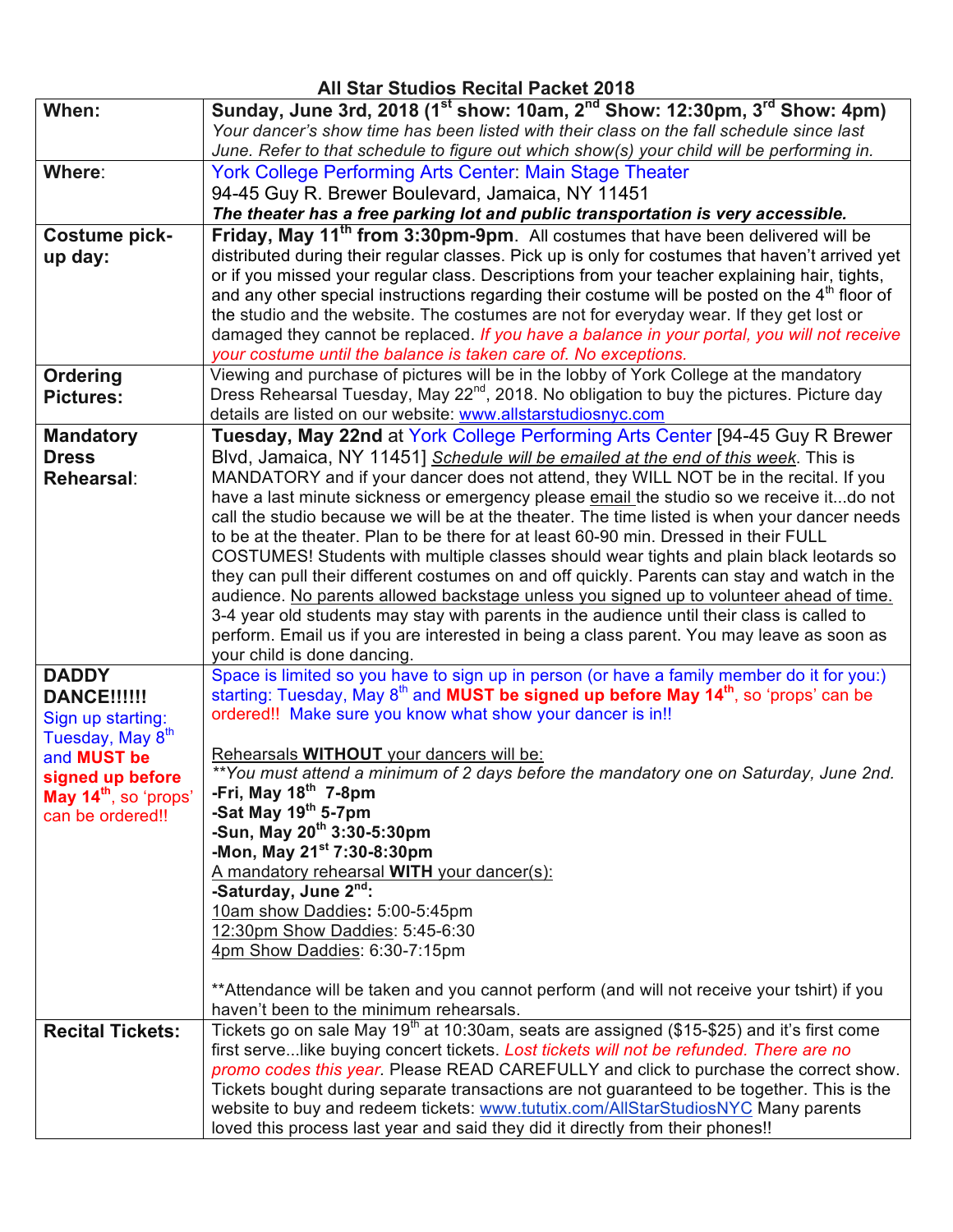# All Star Studios Recital Packet 2018

| | |
|---|---|
| **When:** | **Sunday, June 3rd, 2018 (1st show: 10am, 2nd Show: 12:30pm, 3rd Show: 4pm)** *Your dancer's show time has been listed with their class on the fall schedule since last June. Refer to that schedule to figure out which show(s) your child will be performing in.* |
| **Where**: | York College Performing Arts Center: Main Stage Theater<br>94-45 Guy R. Brewer Boulevard, Jamaica, NY 11451<br>***The theater has a free parking lot and public transportation is very accessible.*** |
| **Costume pick-up day:** | **Friday, May 11th from 3:30pm-9pm**. All costumes that have been delivered will be distributed during their regular classes. Pick up is only for costumes that haven't arrived yet or if you missed your regular class. Descriptions from your teacher explaining hair, tights, and any other special instructions regarding their costume will be posted on the 4th floor of the studio and the website. The costumes are not for everyday wear. If they get lost or damaged they cannot be replaced. *If you have a balance in your portal, you will not receive your costume until the balance is taken care of. No exceptions.* |
| **Ordering Pictures:** | Viewing and purchase of pictures will be in the lobby of York College at the mandatory Dress Rehearsal Tuesday, May 22nd, 2018. No obligation to buy the pictures. Picture day details are listed on our website: www.allstarstudiosnyc.com |
| **Mandatory Dress Rehearsal**: | **Tuesday, May 22nd** at York College Performing Arts Center [94-45 Guy R Brewer Blvd, Jamaica, NY 11451] *Schedule will be emailed at the end of this week*. This is MANDATORY and if your dancer does not attend, they WILL NOT be in the recital. If you have a last minute sickness or emergency please email the studio so we receive it...do not call the studio because we will be at the theater. The time listed is when your dancer needs to be at the theater. Plan to be there for at least 60-90 min. Dressed in their FULL COSTUMES! Students with multiple classes should wear tights and plain black leotards so they can pull their different costumes on and off quickly. Parents can stay and watch in the audience. No parents allowed backstage unless you signed up to volunteer ahead of time. 3-4 year old students may stay with parents in the audience until their class is called to perform. Email us if you are interested in being a class parent. You may leave as soon as your child is done dancing. |
| **DADDY DANCE!!!!!!**<br>Sign up starting: Tuesday, May 8th and **MUST be signed up before May 14th**, so 'props' can be ordered!! | Space is limited so you have to sign up in person (or have a family member do it for you:) starting: Tuesday, May 8th and **MUST be signed up before May 14th**, so 'props' can be ordered!! Make sure you know what show your dancer is in!!<br><br>Rehearsals **WITHOUT** your dancers will be:<br>*\*\*You must attend a minimum of 2 days before the mandatory one on Saturday, June 2nd.*<br>**-Fri, May 18th 7-8pm**<br>**-Sat May 19th 5-7pm**<br>**-Sun, May 20th 3:30-5:30pm**<br>**-Mon, May 21st 7:30-8:30pm**<br>A mandatory rehearsal **WITH** your dancer(s):<br>**-Saturday, June 2nd:**<br>10am show Daddies**:** 5:00-5:45pm<br>12:30pm Show Daddies: 5:45-6:30<br>4pm Show Daddies: 6:30-7:15pm<br><br>\*\*Attendance will be taken and you cannot perform (and will not receive your tshirt) if you haven't been to the minimum rehearsals. |
| **Recital Tickets:** | Tickets go on sale May 19th at 10:30am, seats are assigned ($15-$25) and it's first come first serve...like buying concert tickets. *Lost tickets will not be refunded. There are no promo codes this year.* Please READ CAREFULLY and click to purchase the correct show. Tickets bought during separate transactions are not guaranteed to be together. This is the website to buy and redeem tickets: www.tututix.com/AllStarStudiosNYC Many parents loved this process last year and said they did it directly from their phones!! |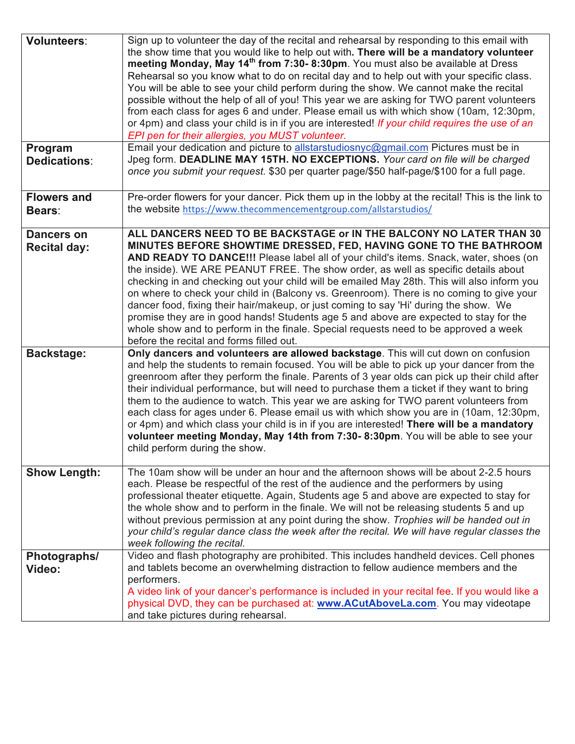| | |
|---|---|
| **Volunteers**: | Sign up to volunteer the day of the recital and rehearsal by responding to this email with the show time that you would like to help out with**. There will be a mandatory volunteer meeting Monday, May 14th from 7:30- 8:30pm**. You must also be available at Dress Rehearsal so you know what to do on recital day and to help out with your specific class. You will be able to see your child perform during the show. We cannot make the recital possible without the help of all of you! This year we are asking for TWO parent volunteers from each class for ages 6 and under. Please email us with which show (10am, 12:30pm, or 4pm) and class your child is in if you are interested! *If your child requires the use of an EPI pen for their allergies, you MUST volunteer.* |
| **Program Dedications**: | Email your dedication and picture to allstarstudiosnyc@gmail.com Pictures must be in Jpeg form. **DEADLINE MAY 15TH. NO EXCEPTIONS.** *Your card on file will be charged once you submit your request.* $30 per quarter page/$50 half-page/$100 for a full page. |
| **Flowers and Bears**: | Pre-order flowers for your dancer. Pick them up in the lobby at the recital! This is the link to the website https://www.thecommencementgroup.com/allstarstudios/ |
| **Dancers on Recital day:** | **ALL DANCERS NEED TO BE BACKSTAGE or IN THE BALCONY NO LATER THAN 30 MINUTES BEFORE SHOWTIME DRESSED, FED, HAVING GONE TO THE BATHROOM AND READY TO DANCE!!!** Please label all of your child's items. Snack, water, shoes (on the inside). WE ARE PEANUT FREE. The show order, as well as specific details about checking in and checking out your child will be emailed May 28th. This will also inform you on where to check your child in (Balcony vs. Greenroom). There is no coming to give your dancer food, fixing their hair/makeup, or just coming to say 'Hi' during the show. We promise they are in good hands! Students age 5 and above are expected to stay for the whole show and to perform in the finale. Special requests need to be approved a week before the recital and forms filled out. |
| **Backstage:** | **Only dancers and volunteers are allowed backstage**. This will cut down on confusion and help the students to remain focused. You will be able to pick up your dancer from the greenroom after they perform the finale. Parents of 3 year olds can pick up their child after their individual performance, but will need to purchase them a ticket if they want to bring them to the audience to watch. This year we are asking for TWO parent volunteers from each class for ages under 6. Please email us with which show you are in (10am, 12:30pm, or 4pm) and which class your child is in if you are interested! **There will be a mandatory volunteer meeting Monday, May 14th from 7:30- 8:30pm**. You will be able to see your child perform during the show. |
| **Show Length:** | The 10am show will be under an hour and the afternoon shows will be about 2-2.5 hours each. Please be respectful of the rest of the audience and the performers by using professional theater etiquette. Again, Students age 5 and above are expected to stay for the whole show and to perform in the finale. We will not be releasing students 5 and up without previous permission at any point during the show. *Trophies will be handed out in your child's regular dance class the week after the recital. We will have regular classes the week following the recital.* |
| **Photographs/ Video:** | Video and flash photography are prohibited. This includes handheld devices. Cell phones and tablets become an overwhelming distraction to fellow audience members and the performers. A video link of your dancer's performance is included in your recital fee. If you would like a physical DVD, they can be purchased at: **www.ACutAboveLa.com**. You may videotape and take pictures during rehearsal. |